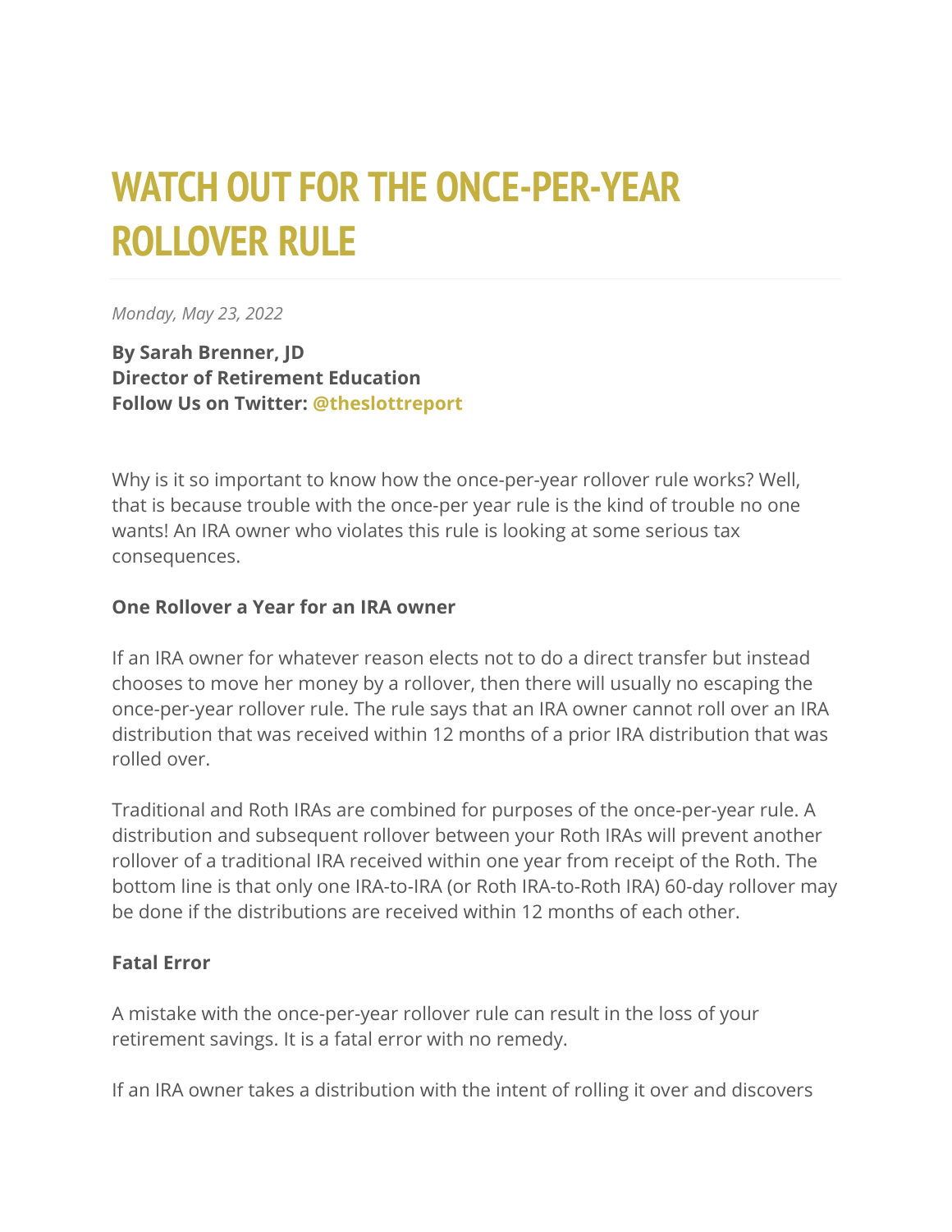# WATCH OUT FOR THE ONCE-PER-YEAR ROLLOVER RULE

*Monday, May 23, 2022*

**By Sarah Brenner, JD**
**Director of Retirement Education**
**Follow Us on Twitter: @theslottreport**

Why is it so important to know how the once-per-year rollover rule works? Well, that is because trouble with the once-per year rule is the kind of trouble no one wants! An IRA owner who violates this rule is looking at some serious tax consequences.

**One Rollover a Year for an IRA owner**

If an IRA owner for whatever reason elects not to do a direct transfer but instead chooses to move her money by a rollover, then there will usually no escaping the once-per-year rollover rule. The rule says that an IRA owner cannot roll over an IRA distribution that was received within 12 months of a prior IRA distribution that was rolled over.

Traditional and Roth IRAs are combined for purposes of the once-per-year rule. A distribution and subsequent rollover between your Roth IRAs will prevent another rollover of a traditional IRA received within one year from receipt of the Roth. The bottom line is that only one IRA-to-IRA (or Roth IRA-to-Roth IRA) 60-day rollover may be done if the distributions are received within 12 months of each other.

**Fatal Error**

A mistake with the once-per-year rollover rule can result in the loss of your retirement savings. It is a fatal error with no remedy.

If an IRA owner takes a distribution with the intent of rolling it over and discovers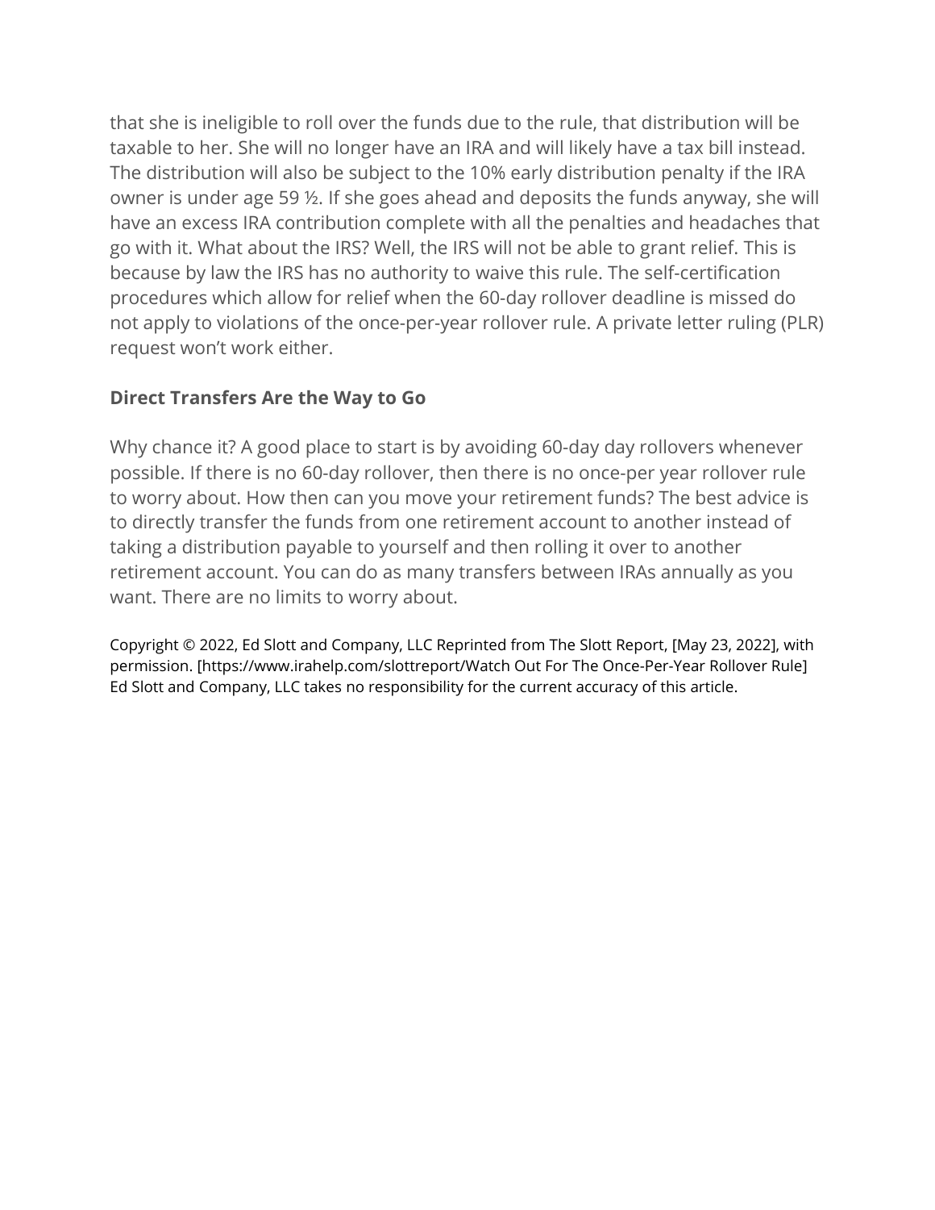that she is ineligible to roll over the funds due to the rule, that distribution will be taxable to her. She will no longer have an IRA and will likely have a tax bill instead. The distribution will also be subject to the 10% early distribution penalty if the IRA owner is under age 59 ½. If she goes ahead and deposits the funds anyway, she will have an excess IRA contribution complete with all the penalties and headaches that go with it. What about the IRS? Well, the IRS will not be able to grant relief. This is because by law the IRS has no authority to waive this rule. The self-certification procedures which allow for relief when the 60-day rollover deadline is missed do not apply to violations of the once-per-year rollover rule. A private letter ruling (PLR) request won't work either.

### Direct Transfers Are the Way to Go

Why chance it? A good place to start is by avoiding 60-day day rollovers whenever possible. If there is no 60-day rollover, then there is no once-per year rollover rule to worry about. How then can you move your retirement funds? The best advice is to directly transfer the funds from one retirement account to another instead of taking a distribution payable to yourself and then rolling it over to another retirement account. You can do as many transfers between IRAs annually as you want. There are no limits to worry about.

Copyright © 2022, Ed Slott and Company, LLC Reprinted from The Slott Report, [May 23, 2022], with permission. [https://www.irahelp.com/slottreport/Watch Out For The Once-Per-Year Rollover Rule] Ed Slott and Company, LLC takes no responsibility for the current accuracy of this article.